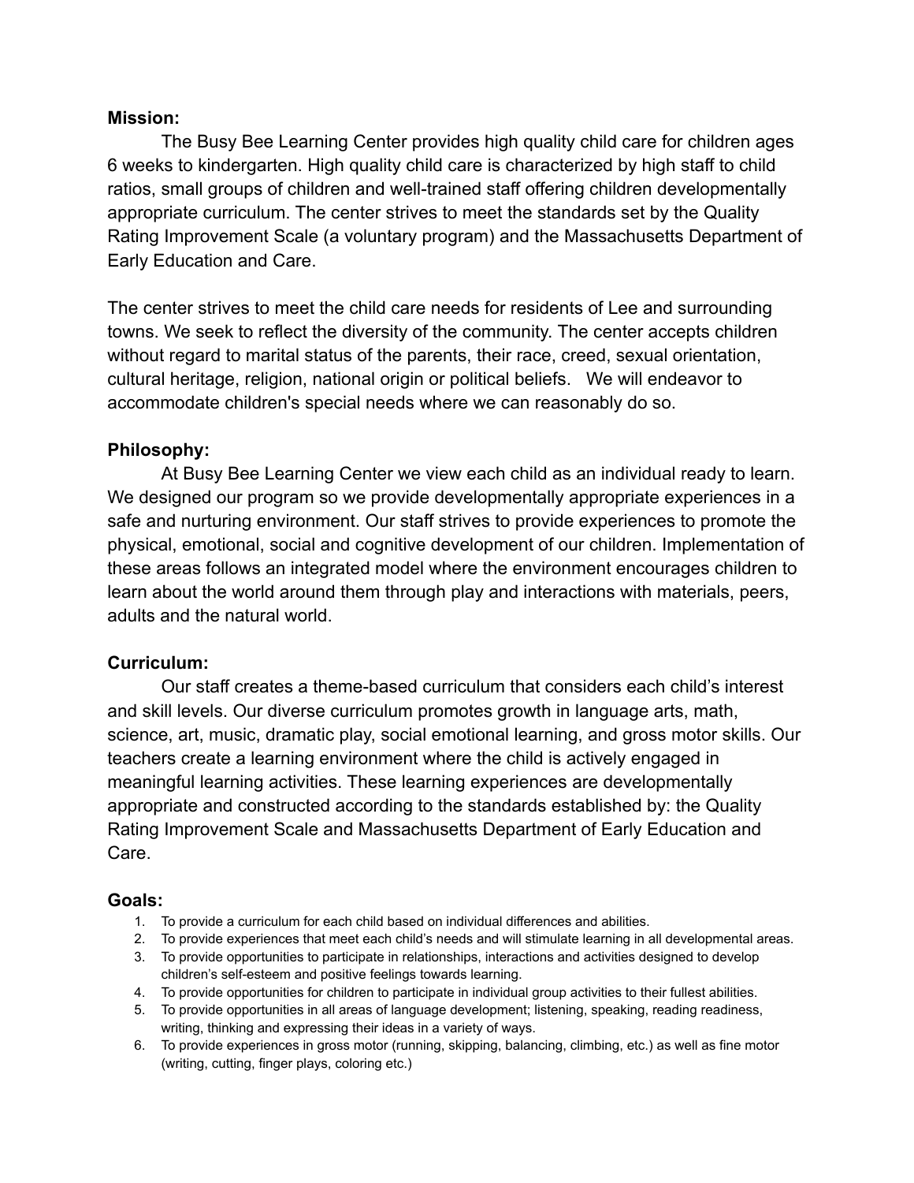**Mission:**

The Busy Bee Learning Center provides high quality child care for children ages 6 weeks to kindergarten. High quality child care is characterized by high staff to child ratios, small groups of children and well-trained staff offering children developmentally appropriate curriculum. The center strives to meet the standards set by the Quality Rating Improvement Scale (a voluntary program) and the Massachusetts Department of Early Education and Care.

The center strives to meet the child care needs for residents of Lee and surrounding towns. We seek to reflect the diversity of the community. The center accepts children without regard to marital status of the parents, their race, creed, sexual orientation, cultural heritage, religion, national origin or political beliefs. We will endeavor to accommodate children's special needs where we can reasonably do so.

**Philosophy:**

At Busy Bee Learning Center we view each child as an individual ready to learn. We designed our program so we provide developmentally appropriate experiences in a safe and nurturing environment. Our staff strives to provide experiences to promote the physical, emotional, social and cognitive development of our children. Implementation of these areas follows an integrated model where the environment encourages children to learn about the world around them through play and interactions with materials, peers, adults and the natural world.

**Curriculum:**

Our staff creates a theme-based curriculum that considers each child's interest and skill levels. Our diverse curriculum promotes growth in language arts, math, science, art, music, dramatic play, social emotional learning, and gross motor skills. Our teachers create a learning environment where the child is actively engaged in meaningful learning activities. These learning experiences are developmentally appropriate and constructed according to the standards established by: the Quality Rating Improvement Scale and Massachusetts Department of Early Education and Care.

**Goals:**

1. To provide a curriculum for each child based on individual differences and abilities.
2. To provide experiences that meet each child's needs and will stimulate learning in all developmental areas.
3. To provide opportunities to participate in relationships, interactions and activities designed to develop children's self-esteem and positive feelings towards learning.
4. To provide opportunities for children to participate in individual group activities to their fullest abilities.
5. To provide opportunities in all areas of language development; listening, speaking, reading readiness, writing, thinking and expressing their ideas in a variety of ways.
6. To provide experiences in gross motor (running, skipping, balancing, climbing, etc.) as well as fine motor (writing, cutting, finger plays, coloring etc.)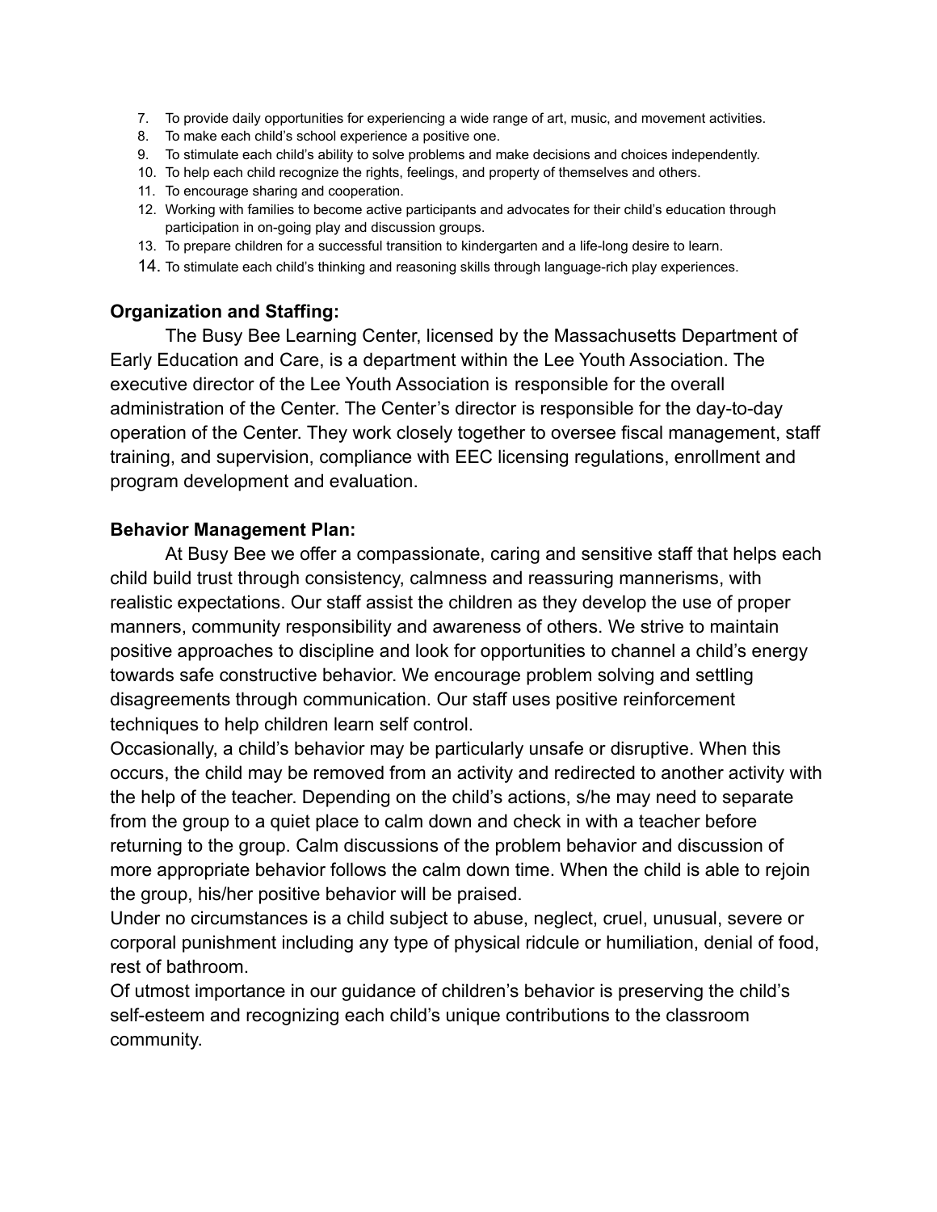7. To provide daily opportunities for experiencing a wide range of art, music, and movement activities.
8. To make each child's school experience a positive one.
9. To stimulate each child's ability to solve problems and make decisions and choices independently.
10. To help each child recognize the rights, feelings, and property of themselves and others.
11. To encourage sharing and cooperation.
12. Working with families to become active participants and advocates for their child's education through participation in on-going play and discussion groups.
13. To prepare children for a successful transition to kindergarten and a life-long desire to learn.
14. To stimulate each child's thinking and reasoning skills through language-rich play experiences.

**Organization and Staffing:**

The Busy Bee Learning Center, licensed by the Massachusetts Department of Early Education and Care, is a department within the Lee Youth Association. The executive director of the Lee Youth Association is responsible for the overall administration of the Center. The Center's director is responsible for the day-to-day operation of the Center. They work closely together to oversee fiscal management, staff training, and supervision, compliance with EEC licensing regulations, enrollment and program development and evaluation.

**Behavior Management Plan:**

At Busy Bee we offer a compassionate, caring and sensitive staff that helps each child build trust through consistency, calmness and reassuring mannerisms, with realistic expectations. Our staff assist the children as they develop the use of proper manners, community responsibility and awareness of others. We strive to maintain positive approaches to discipline and look for opportunities to channel a child's energy towards safe constructive behavior. We encourage problem solving and settling disagreements through communication. Our staff uses positive reinforcement techniques to help children learn self control.

Occasionally, a child's behavior may be particularly unsafe or disruptive. When this occurs, the child may be removed from an activity and redirected to another activity with the help of the teacher. Depending on the child's actions, s/he may need to separate from the group to a quiet place to calm down and check in with a teacher before returning to the group. Calm discussions of the problem behavior and discussion of more appropriate behavior follows the calm down time. When the child is able to rejoin the group, his/her positive behavior will be praised.

Under no circumstances is a child subject to abuse, neglect, cruel, unusual, severe or corporal punishment including any type of physical ridcule or humiliation, denial of food, rest of bathroom.

Of utmost importance in our guidance of children's behavior is preserving the child's self-esteem and recognizing each child's unique contributions to the classroom community.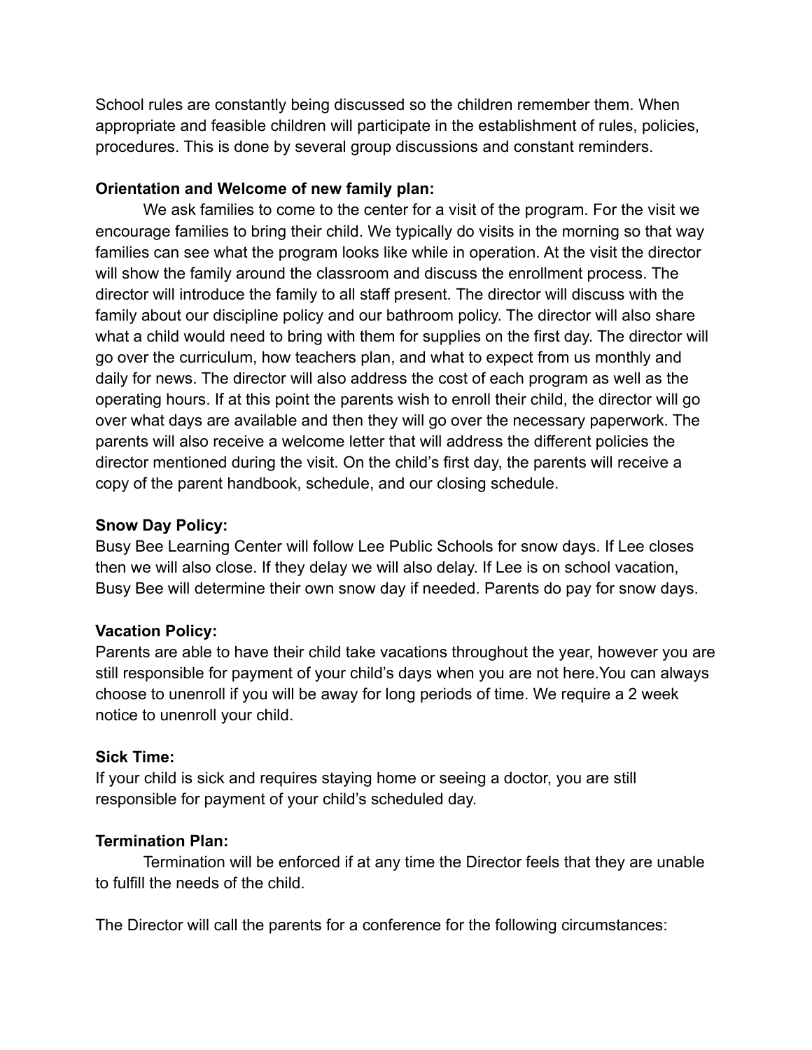School rules are constantly being discussed so the children remember them. When appropriate and feasible children will participate in the establishment of rules, policies, procedures. This is done by several group discussions and constant reminders.

**Orientation and Welcome of new family plan:**

We ask families to come to the center for a visit of the program. For the visit we encourage families to bring their child. We typically do visits in the morning so that way families can see what the program looks like while in operation. At the visit the director will show the family around the classroom and discuss the enrollment process. The director will introduce the family to all staff present. The director will discuss with the family about our discipline policy and our bathroom policy. The director will also share what a child would need to bring with them for supplies on the first day. The director will go over the curriculum, how teachers plan, and what to expect from us monthly and daily for news. The director will also address the cost of each program as well as the operating hours. If at this point the parents wish to enroll their child, the director will go over what days are available and then they will go over the necessary paperwork. The parents will also receive a welcome letter that will address the different policies the director mentioned during the visit. On the child's first day, the parents will receive a copy of the parent handbook, schedule, and our closing schedule.

**Snow Day Policy:**

Busy Bee Learning Center will follow Lee Public Schools for snow days. If Lee closes then we will also close. If they delay we will also delay. If Lee is on school vacation, Busy Bee will determine their own snow day if needed. Parents do pay for snow days.

**Vacation Policy:**

Parents are able to have their child take vacations throughout the year, however you are still responsible for payment of your child's days when you are not here.You can always choose to unenroll if you will be away for long periods of time. We require a 2 week notice to unenroll your child.

**Sick Time:**

If your child is sick and requires staying home or seeing a doctor, you are still responsible for payment of your child's scheduled day.

**Termination Plan:**

Termination will be enforced if at any time the Director feels that they are unable to fulfill the needs of the child.

The Director will call the parents for a conference for the following circumstances: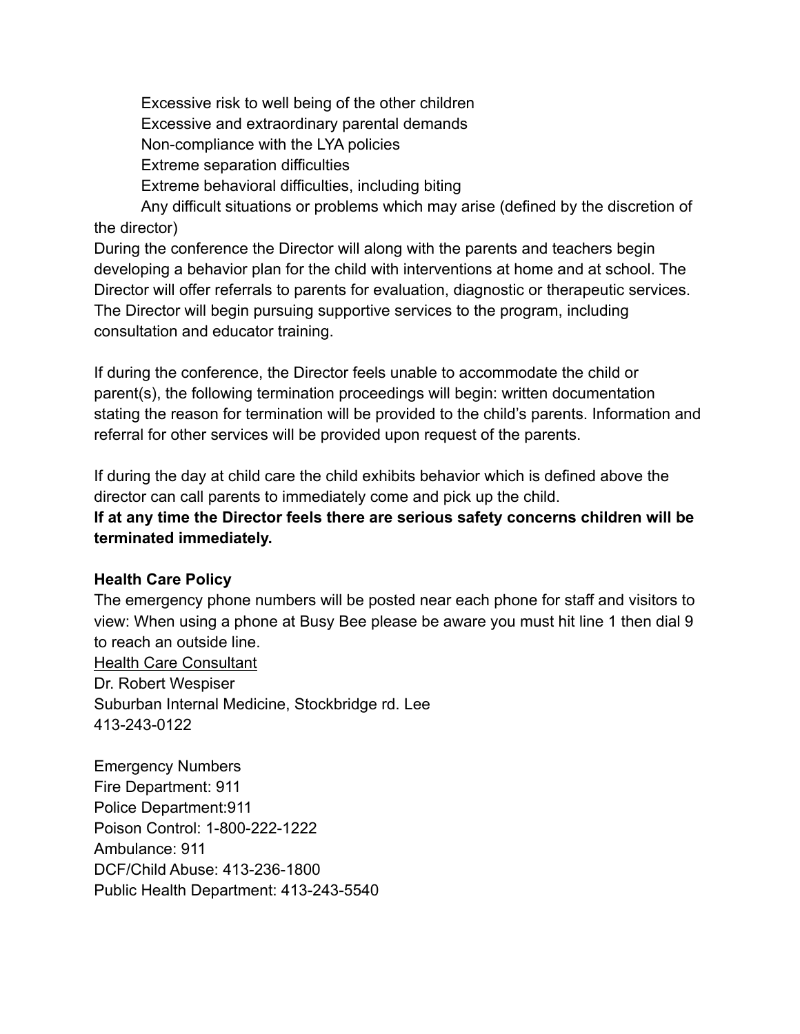Excessive risk to well being of the other children
Excessive and extraordinary parental demands
Non-compliance with the LYA policies
Extreme separation difficulties
Extreme behavioral difficulties, including biting
Any difficult situations or problems which may arise (defined by the discretion of the director)

During the conference the Director will along with the parents and teachers begin developing a behavior plan for the child with interventions at home and at school. The Director will offer referrals to parents for evaluation, diagnostic or therapeutic services. The Director will begin pursuing supportive services to the program, including consultation and educator training.

If during the conference, the Director feels unable to accommodate the child or parent(s), the following termination proceedings will begin: written documentation stating the reason for termination will be provided to the child's parents. Information and referral for other services will be provided upon request of the parents.

If during the day at child care the child exhibits behavior which is defined above the director can call parents to immediately come and pick up the child.
**If at any time the Director feels there are serious safety concerns children will be terminated immediately.**

**Health Care Policy**
The emergency phone numbers will be posted near each phone for staff and visitors to view: When using a phone at Busy Bee please be aware you must hit line 1 then dial 9 to reach an outside line.
<u>Health Care Consultant</u>
Dr. Robert Wespiser
Suburban Internal Medicine, Stockbridge rd. Lee
413-243-0122

Emergency Numbers
Fire Department: 911
Police Department:911
Poison Control: 1-800-222-1222
Ambulance: 911
DCF/Child Abuse: 413-236-1800
Public Health Department: 413-243-5540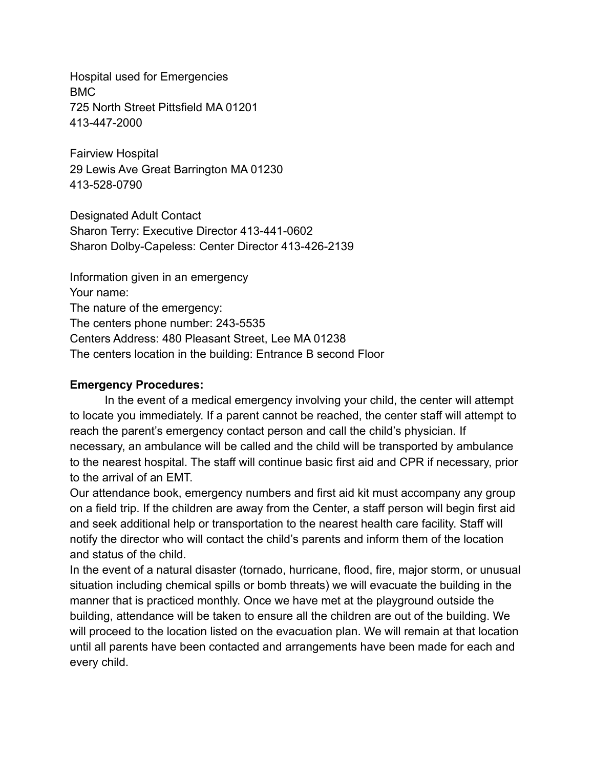Hospital used for Emergencies
BMC
725 North Street Pittsfield MA 01201
413-447-2000

Fairview Hospital
29 Lewis Ave Great Barrington MA 01230
413-528-0790

Designated Adult Contact
Sharon Terry: Executive Director 413-441-0602
Sharon Dolby-Capeless: Center Director 413-426-2139

Information given in an emergency
Your name:
The nature of the emergency:
The centers phone number: 243-5535
Centers Address: 480 Pleasant Street, Lee MA 01238
The centers location in the building: Entrance B second Floor

**Emergency Procedures:**

In the event of a medical emergency involving your child, the center will attempt to locate you immediately. If a parent cannot be reached, the center staff will attempt to reach the parent's emergency contact person and call the child's physician. If necessary, an ambulance will be called and the child will be transported by ambulance to the nearest hospital. The staff will continue basic first aid and CPR if necessary, prior to the arrival of an EMT.

Our attendance book, emergency numbers and first aid kit must accompany any group on a field trip. If the children are away from the Center, a staff person will begin first aid and seek additional help or transportation to the nearest health care facility. Staff will notify the director who will contact the child's parents and inform them of the location and status of the child.

In the event of a natural disaster (tornado, hurricane, flood, fire, major storm, or unusual situation including chemical spills or bomb threats) we will evacuate the building in the manner that is practiced monthly. Once we have met at the playground outside the building, attendance will be taken to ensure all the children are out of the building. We will proceed to the location listed on the evacuation plan. We will remain at that location until all parents have been contacted and arrangements have been made for each and every child.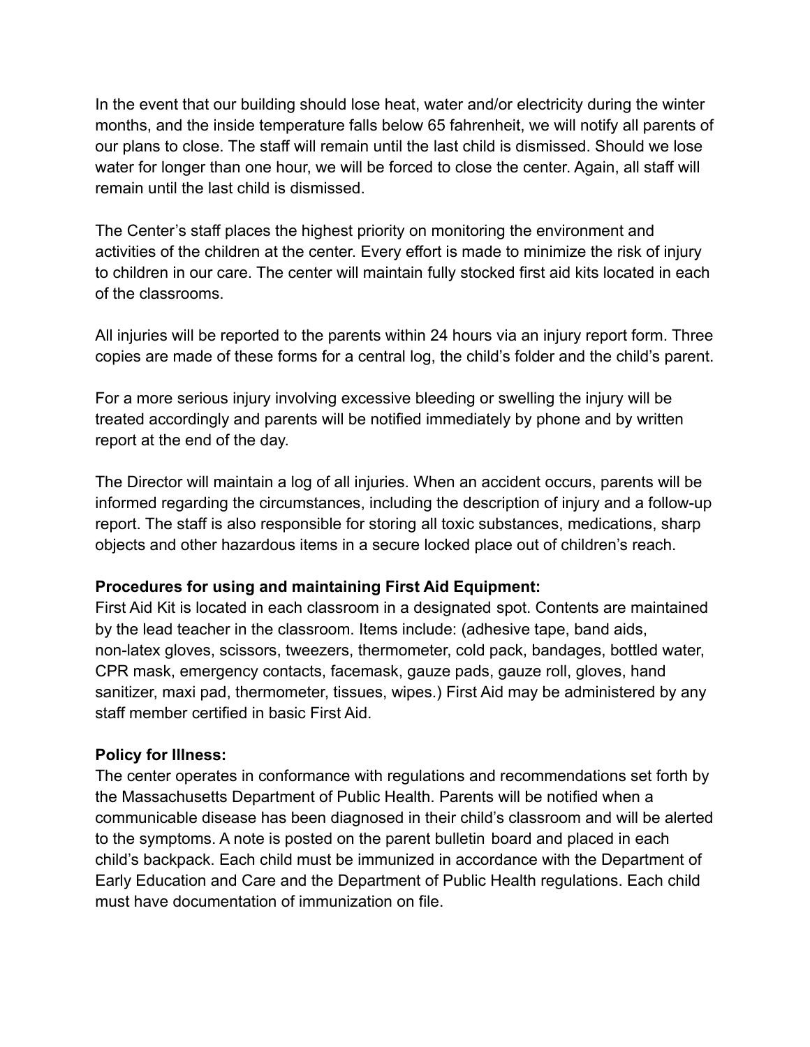In the event that our building should lose heat, water and/or electricity during the winter months, and the inside temperature falls below 65 fahrenheit, we will notify all parents of our plans to close. The staff will remain until the last child is dismissed. Should we lose water for longer than one hour, we will be forced to close the center. Again, all staff will remain until the last child is dismissed.

The Center's staff places the highest priority on monitoring the environment and activities of the children at the center. Every effort is made to minimize the risk of injury to children in our care. The center will maintain fully stocked first aid kits located in each of the classrooms.

All injuries will be reported to the parents within 24 hours via an injury report form. Three copies are made of these forms for a central log, the child's folder and the child's parent.

For a more serious injury involving excessive bleeding or swelling the injury will be treated accordingly and parents will be notified immediately by phone and by written report at the end of the day.

The Director will maintain a log of all injuries. When an accident occurs, parents will be informed regarding the circumstances, including the description of injury and a follow-up report. The staff is also responsible for storing all toxic substances, medications, sharp objects and other hazardous items in a secure locked place out of children's reach.

**Procedures for using and maintaining First Aid Equipment:**
First Aid Kit is located in each classroom in a designated spot. Contents are maintained by the lead teacher in the classroom. Items include: (adhesive tape, band aids, non-latex gloves, scissors, tweezers, thermometer, cold pack, bandages, bottled water, CPR mask, emergency contacts, facemask, gauze pads, gauze roll, gloves, hand sanitizer, maxi pad, thermometer, tissues, wipes.) First Aid may be administered by any staff member certified in basic First Aid.

**Policy for Illness:**
The center operates in conformance with regulations and recommendations set forth by the Massachusetts Department of Public Health. Parents will be notified when a communicable disease has been diagnosed in their child's classroom and will be alerted to the symptoms. A note is posted on the parent bulletin board and placed in each child's backpack. Each child must be immunized in accordance with the Department of Early Education and Care and the Department of Public Health regulations. Each child must have documentation of immunization on file.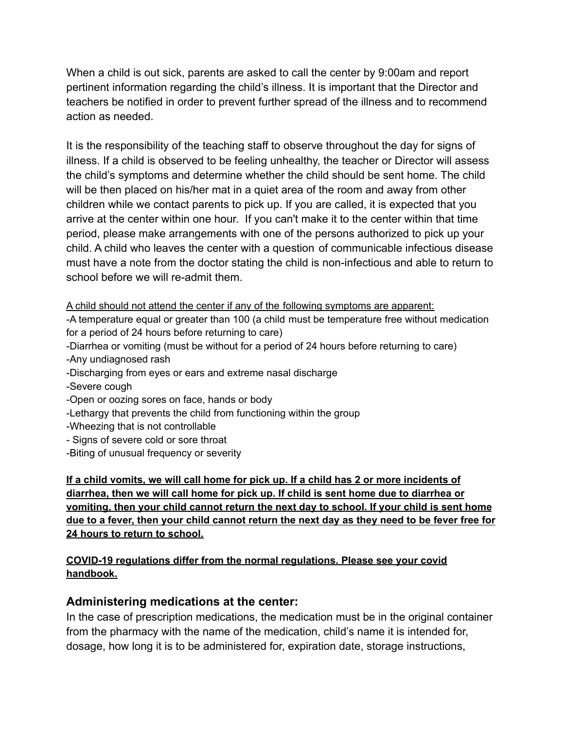When a child is out sick, parents are asked to call the center by 9:00am and report pertinent information regarding the child's illness. It is important that the Director and teachers be notified in order to prevent further spread of the illness and to recommend action as needed.

It is the responsibility of the teaching staff to observe throughout the day for signs of illness. If a child is observed to be feeling unhealthy, the teacher or Director will assess the child's symptoms and determine whether the child should be sent home. The child will be then placed on his/her mat in a quiet area of the room and away from other children while we contact parents to pick up. If you are called, it is expected that you arrive at the center within one hour. If you can't make it to the center within that time period, please make arrangements with one of the persons authorized to pick up your child. A child who leaves the center with a question of communicable infectious disease must have a note from the doctor stating the child is non-infectious and able to return to school before we will re-admit them.

<u>A child should not attend the center if any of the following symptoms are apparent:</u>
-A temperature equal or greater than 100 (a child must be temperature free without medication for a period of 24 hours before returning to care)
-Diarrhea or vomiting (must be without for a period of 24 hours before returning to care)
-Any undiagnosed rash
-Discharging from eyes or ears and extreme nasal discharge
-Severe cough
-Open or oozing sores on face, hands or body
-Lethargy that prevents the child from functioning within the group
-Wheezing that is not controllable
- Signs of severe cold or sore throat
-Biting of unusual frequency or severity

<u>**If a child vomits, we will call home for pick up. If a child has 2 or more incidents of diarrhea, then we will call home for pick up. If child is sent home due to diarrhea or vomiting, then your child cannot return the next day to school. If your child is sent home due to a fever, then your child cannot return the next day as they need to be fever free for 24 hours to return to school.**</u>

<u>**COVID-19 regulations differ from the normal regulations. Please see your covid handbook.**</u>

## Administering medications at the center:

In the case of prescription medications, the medication must be in the original container from the pharmacy with the name of the medication, child's name it is intended for, dosage, how long it is to be administered for, expiration date, storage instructions,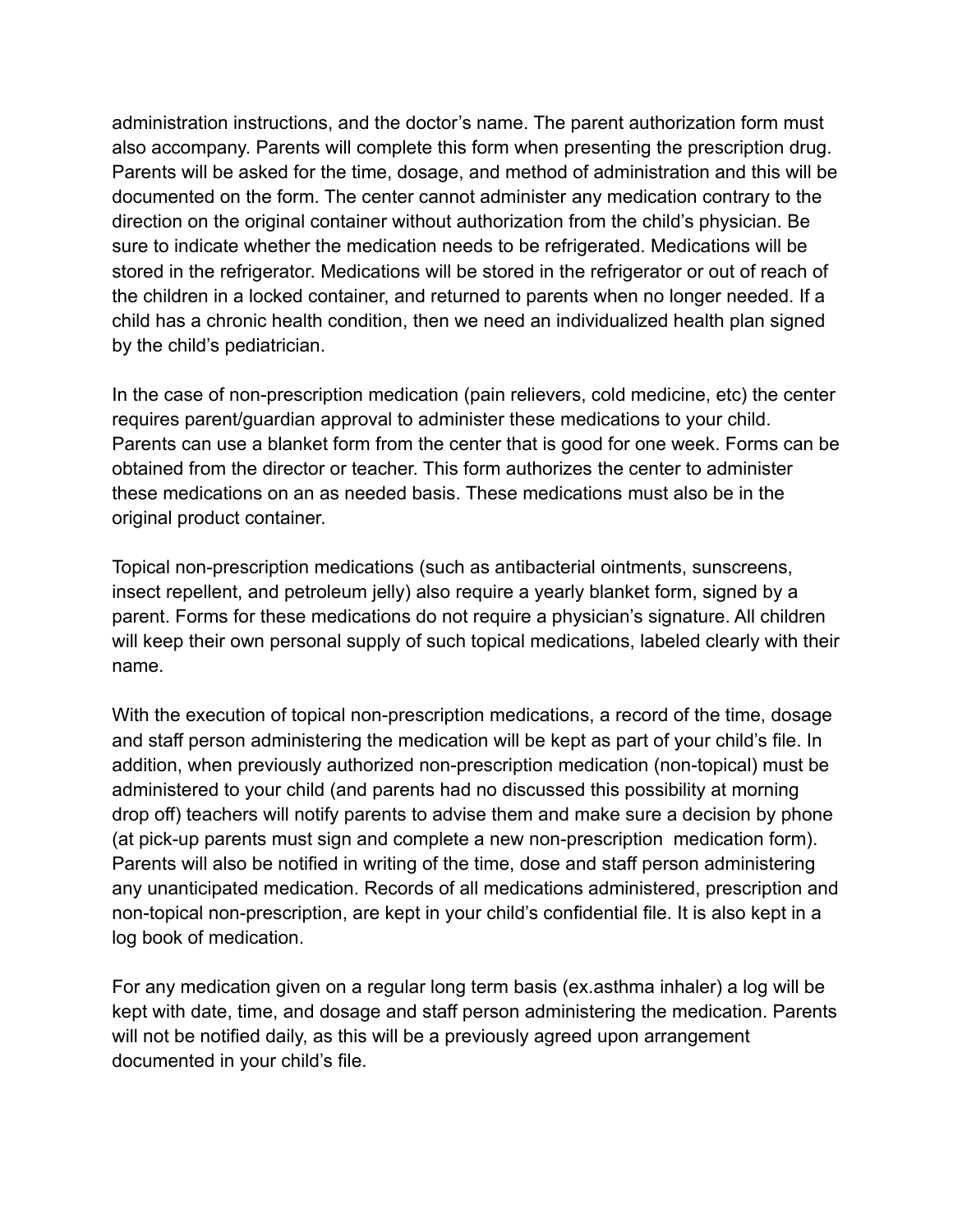administration instructions, and the doctor's name. The parent authorization form must also accompany. Parents will complete this form when presenting the prescription drug. Parents will be asked for the time, dosage, and method of administration and this will be documented on the form. The center cannot administer any medication contrary to the direction on the original container without authorization from the child's physician. Be sure to indicate whether the medication needs to be refrigerated. Medications will be stored in the refrigerator. Medications will be stored in the refrigerator or out of reach of the children in a locked container, and returned to parents when no longer needed. If a child has a chronic health condition, then we need an individualized health plan signed by the child's pediatrician.

In the case of non-prescription medication (pain relievers, cold medicine, etc) the center requires parent/guardian approval to administer these medications to your child. Parents can use a blanket form from the center that is good for one week. Forms can be obtained from the director or teacher. This form authorizes the center to administer these medications on an as needed basis. These medications must also be in the original product container.

Topical non-prescription medications (such as antibacterial ointments, sunscreens, insect repellent, and petroleum jelly) also require a yearly blanket form, signed by a parent. Forms for these medications do not require a physician's signature. All children will keep their own personal supply of such topical medications, labeled clearly with their name.

With the execution of topical non-prescription medications, a record of the time, dosage and staff person administering the medication will be kept as part of your child's file. In addition, when previously authorized non-prescription medication (non-topical) must be administered to your child (and parents had no discussed this possibility at morning drop off) teachers will notify parents to advise them and make sure a decision by phone (at pick-up parents must sign and complete a new non-prescription medication form). Parents will also be notified in writing of the time, dose and staff person administering any unanticipated medication. Records of all medications administered, prescription and non-topical non-prescription, are kept in your child's confidential file. It is also kept in a log book of medication.

For any medication given on a regular long term basis (ex.asthma inhaler) a log will be kept with date, time, and dosage and staff person administering the medication. Parents will not be notified daily, as this will be a previously agreed upon arrangement documented in your child's file.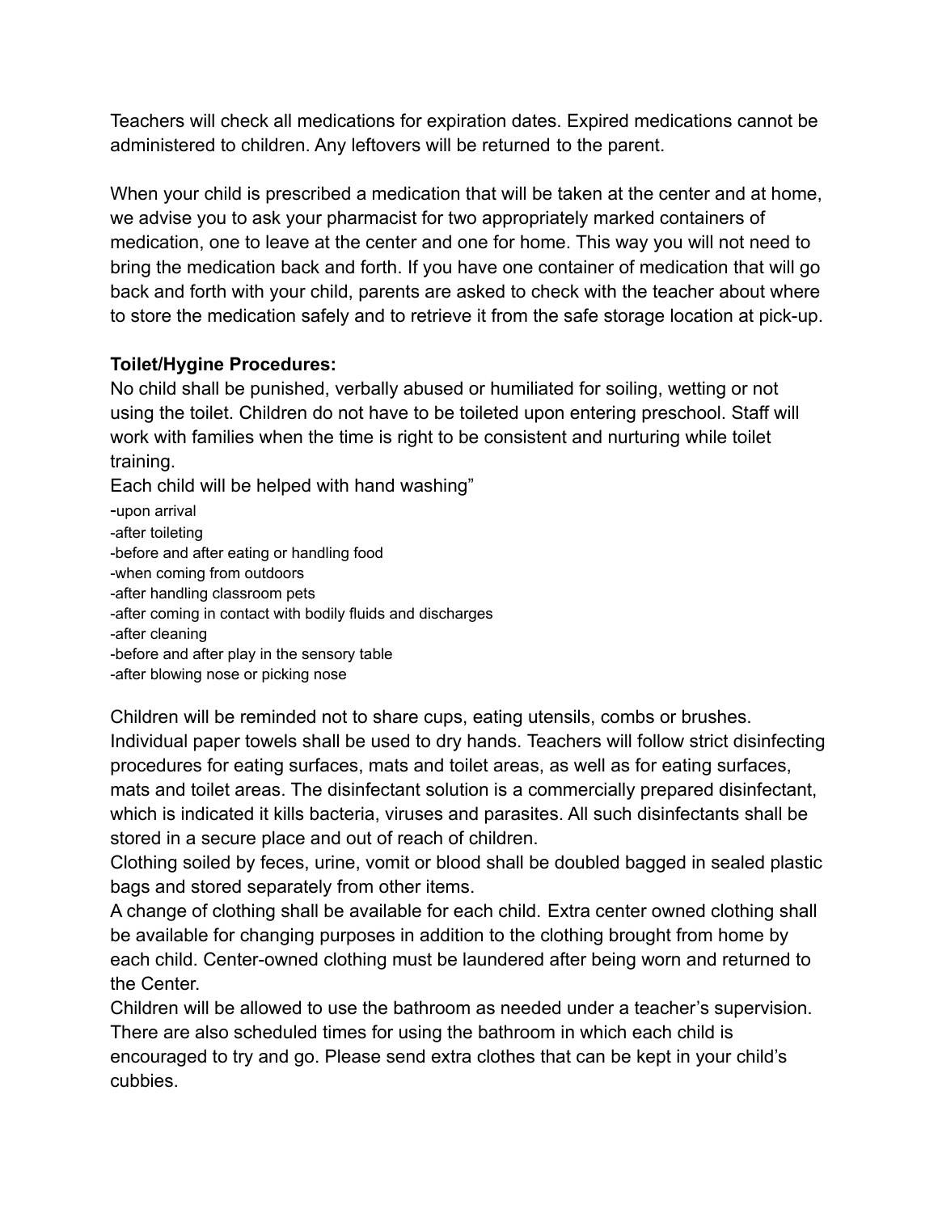Teachers will check all medications for expiration dates. Expired medications cannot be administered to children. Any leftovers will be returned to the parent.

When your child is prescribed a medication that will be taken at the center and at home, we advise you to ask your pharmacist for two appropriately marked containers of medication, one to leave at the center and one for home. This way you will not need to bring the medication back and forth. If you have one container of medication that will go back and forth with your child, parents are asked to check with the teacher about where to store the medication safely and to retrieve it from the safe storage location at pick-up.

**Toilet/Hygine Procedures:**

No child shall be punished, verbally abused or humiliated for soiling, wetting or not using the toilet. Children do not have to be toileted upon entering preschool. Staff will work with families when the time is right to be consistent and nurturing while toilet training.

Each child will be helped with hand washing"

-upon arrival
-after toileting
-before and after eating or handling food
-when coming from outdoors
-after handling classroom pets
-after coming in contact with bodily fluids and discharges
-after cleaning
-before and after play in the sensory table
-after blowing nose or picking nose

Children will be reminded not to share cups, eating utensils, combs or brushes. Individual paper towels shall be used to dry hands. Teachers will follow strict disinfecting procedures for eating surfaces, mats and toilet areas, as well as for eating surfaces, mats and toilet areas. The disinfectant solution is a commercially prepared disinfectant, which is indicated it kills bacteria, viruses and parasites. All such disinfectants shall be stored in a secure place and out of reach of children.

Clothing soiled by feces, urine, vomit or blood shall be doubled bagged in sealed plastic bags and stored separately from other items.

A change of clothing shall be available for each child. Extra center owned clothing shall be available for changing purposes in addition to the clothing brought from home by each child. Center-owned clothing must be laundered after being worn and returned to the Center.

Children will be allowed to use the bathroom as needed under a teacher's supervision. There are also scheduled times for using the bathroom in which each child is encouraged to try and go. Please send extra clothes that can be kept in your child's cubbies.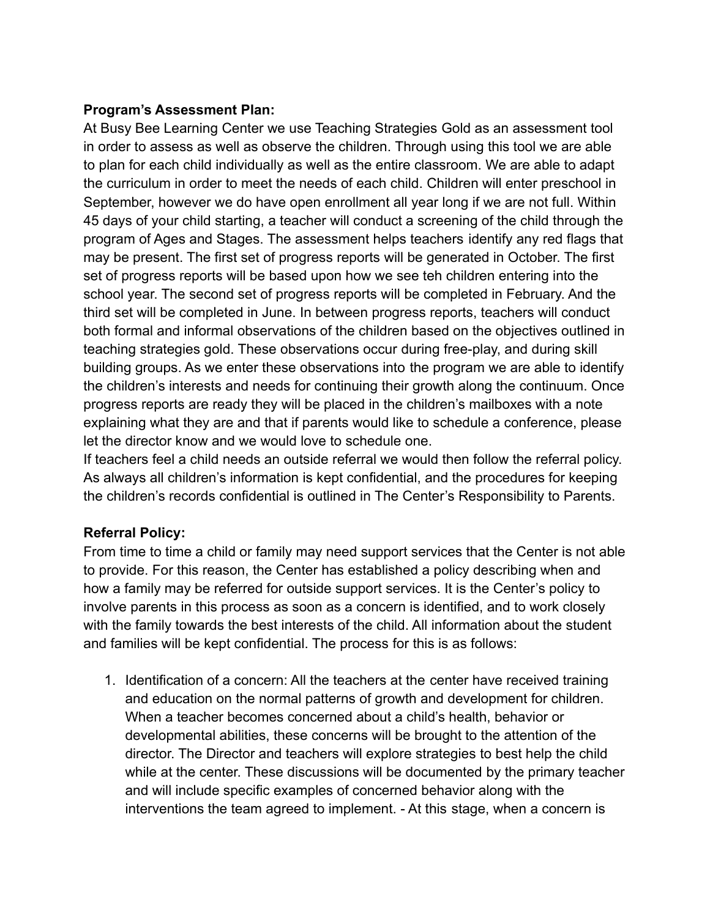**Program's Assessment Plan:**

At Busy Bee Learning Center we use Teaching Strategies Gold as an assessment tool in order to assess as well as observe the children. Through using this tool we are able to plan for each child individually as well as the entire classroom. We are able to adapt the curriculum in order to meet the needs of each child. Children will enter preschool in September, however we do have open enrollment all year long if we are not full. Within 45 days of your child starting, a teacher will conduct a screening of the child through the program of Ages and Stages. The assessment helps teachers identify any red flags that may be present. The first set of progress reports will be generated in October. The first set of progress reports will be based upon how we see teh children entering into the school year. The second set of progress reports will be completed in February. And the third set will be completed in June. In between progress reports, teachers will conduct both formal and informal observations of the children based on the objectives outlined in teaching strategies gold. These observations occur during free-play, and during skill building groups. As we enter these observations into the program we are able to identify the children's interests and needs for continuing their growth along the continuum. Once progress reports are ready they will be placed in the children's mailboxes with a note explaining what they are and that if parents would like to schedule a conference, please let the director know and we would love to schedule one.

If teachers feel a child needs an outside referral we would then follow the referral policy. As always all children's information is kept confidential, and the procedures for keeping the children's records confidential is outlined in The Center's Responsibility to Parents.

**Referral Policy:**

From time to time a child or family may need support services that the Center is not able to provide. For this reason, the Center has established a policy describing when and how a family may be referred for outside support services. It is the Center's policy to involve parents in this process as soon as a concern is identified, and to work closely with the family towards the best interests of the child. All information about the student and families will be kept confidential. The process for this is as follows:

1. Identification of a concern: All the teachers at the center have received training and education on the normal patterns of growth and development for children. When a teacher becomes concerned about a child's health, behavior or developmental abilities, these concerns will be brought to the attention of the director. The Director and teachers will explore strategies to best help the child while at the center. These discussions will be documented by the primary teacher and will include specific examples of concerned behavior along with the interventions the team agreed to implement. - At this stage, when a concern is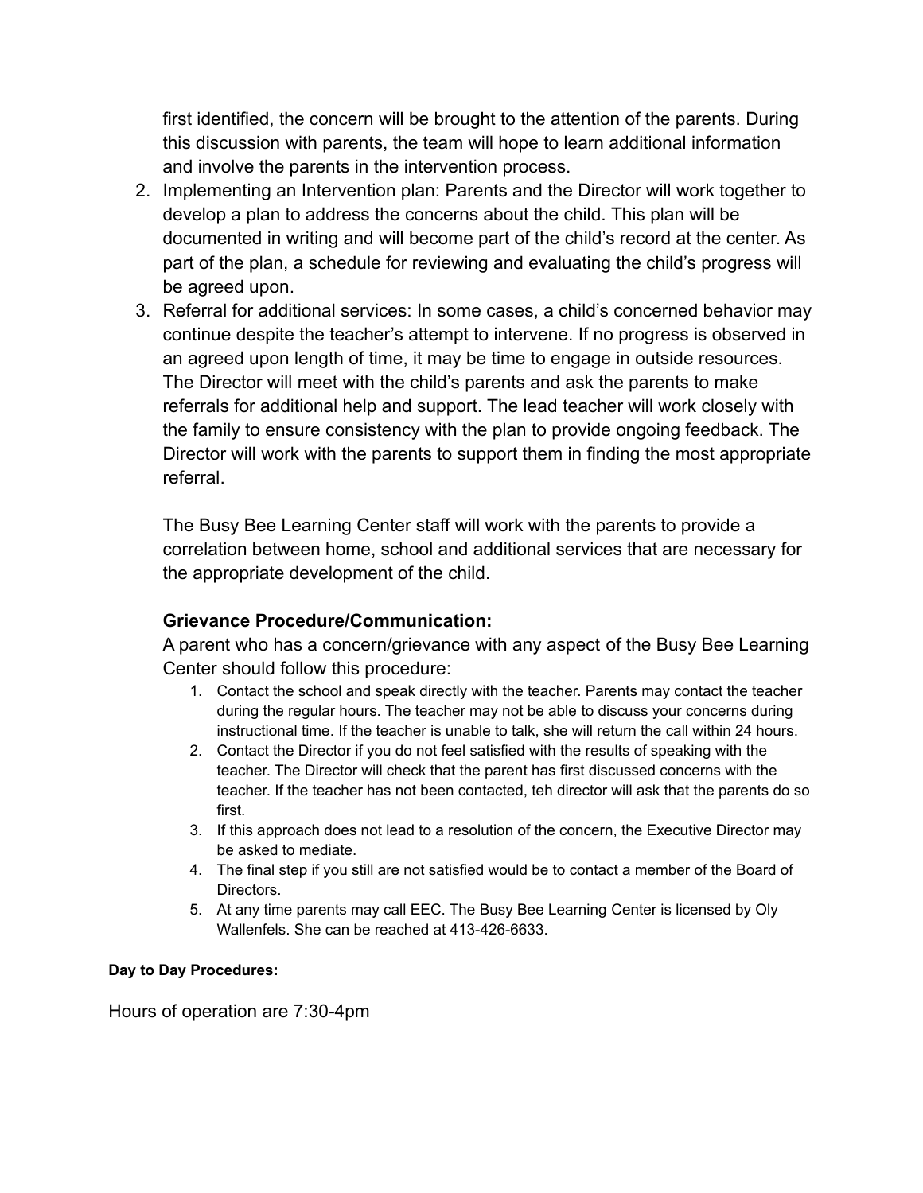first identified, the concern will be brought to the attention of the parents. During this discussion with parents, the team will hope to learn additional information and involve the parents in the intervention process.

2. Implementing an Intervention plan: Parents and the Director will work together to develop a plan to address the concerns about the child. This plan will be documented in writing and will become part of the child's record at the center. As part of the plan, a schedule for reviewing and evaluating the child's progress will be agreed upon.
3. Referral for additional services: In some cases, a child's concerned behavior may continue despite the teacher's attempt to intervene. If no progress is observed in an agreed upon length of time, it may be time to engage in outside resources. The Director will meet with the child's parents and ask the parents to make referrals for additional help and support. The lead teacher will work closely with the family to ensure consistency with the plan to provide ongoing feedback. The Director will work with the parents to support them in finding the most appropriate referral.

The Busy Bee Learning Center staff will work with the parents to provide a correlation between home, school and additional services that are necessary for the appropriate development of the child.

**Grievance Procedure/Communication:**

A parent who has a concern/grievance with any aspect of the Busy Bee Learning Center should follow this procedure:

1. Contact the school and speak directly with the teacher. Parents may contact the teacher during the regular hours. The teacher may not be able to discuss your concerns during instructional time. If the teacher is unable to talk, she will return the call within 24 hours.
2. Contact the Director if you do not feel satisfied with the results of speaking with the teacher. The Director will check that the parent has first discussed concerns with the teacher. If the teacher has not been contacted, teh director will ask that the parents do so first.
3. If this approach does not lead to a resolution of the concern, the Executive Director may be asked to mediate.
4. The final step if you still are not satisfied would be to contact a member of the Board of Directors.
5. At any time parents may call EEC. The Busy Bee Learning Center is licensed by Oly Wallenfels. She can be reached at 413-426-6633.

**Day to Day Procedures:**

Hours of operation are 7:30-4pm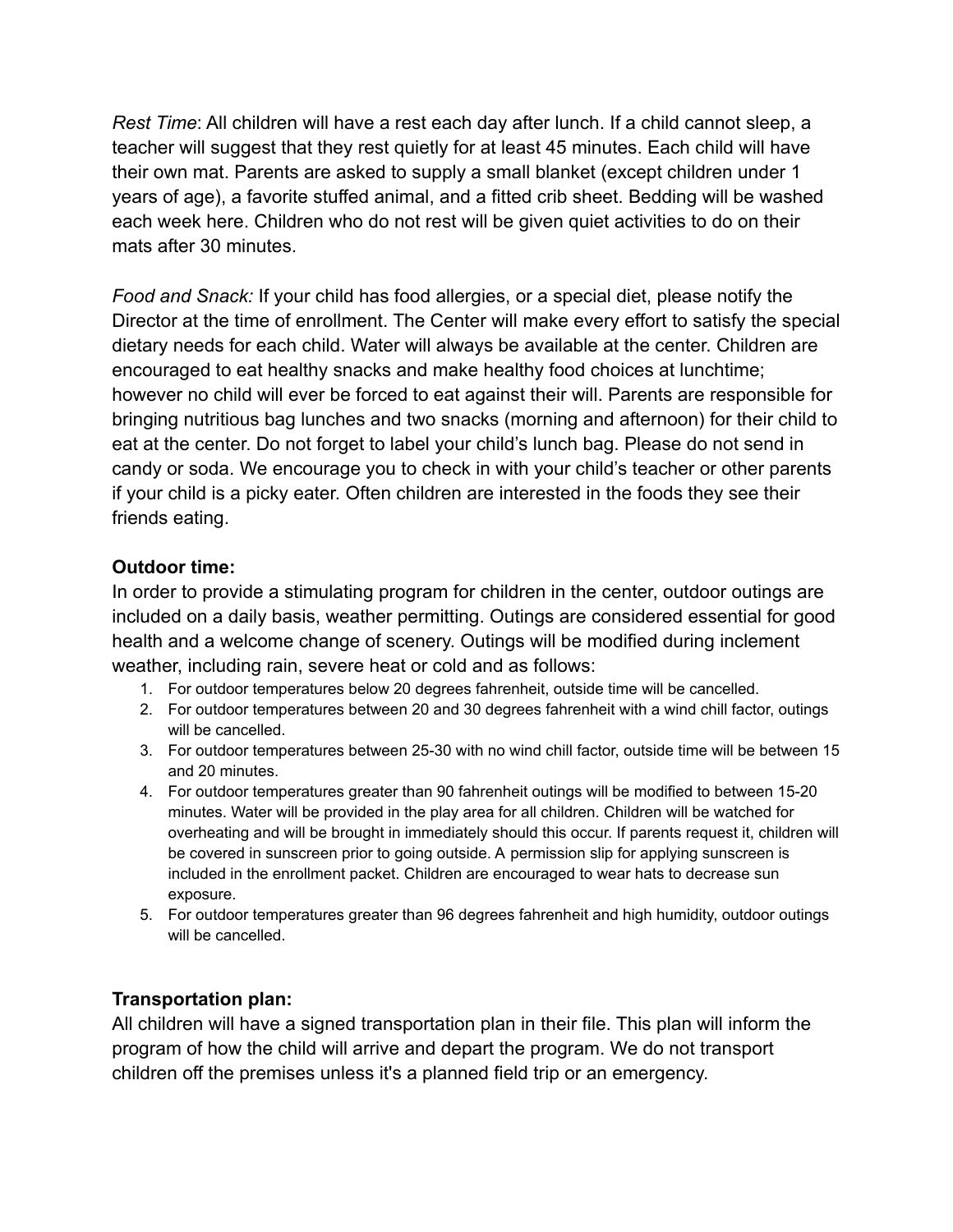*Rest Time*: All children will have a rest each day after lunch. If a child cannot sleep, a teacher will suggest that they rest quietly for at least 45 minutes. Each child will have their own mat. Parents are asked to supply a small blanket (except children under 1 years of age), a favorite stuffed animal, and a fitted crib sheet. Bedding will be washed each week here. Children who do not rest will be given quiet activities to do on their mats after 30 minutes.

*Food and Snack:* If your child has food allergies, or a special diet, please notify the Director at the time of enrollment. The Center will make every effort to satisfy the special dietary needs for each child. Water will always be available at the center. Children are encouraged to eat healthy snacks and make healthy food choices at lunchtime; however no child will ever be forced to eat against their will. Parents are responsible for bringing nutritious bag lunches and two snacks (morning and afternoon) for their child to eat at the center. Do not forget to label your child's lunch bag. Please do not send in candy or soda. We encourage you to check in with your child's teacher or other parents if your child is a picky eater. Often children are interested in the foods they see their friends eating.

**Outdoor time:**

In order to provide a stimulating program for children in the center, outdoor outings are included on a daily basis, weather permitting. Outings are considered essential for good health and a welcome change of scenery. Outings will be modified during inclement weather, including rain, severe heat or cold and as follows:

1. For outdoor temperatures below 20 degrees fahrenheit, outside time will be cancelled.
2. For outdoor temperatures between 20 and 30 degrees fahrenheit with a wind chill factor, outings will be cancelled.
3. For outdoor temperatures between 25-30 with no wind chill factor, outside time will be between 15 and 20 minutes.
4. For outdoor temperatures greater than 90 fahrenheit outings will be modified to between 15-20 minutes. Water will be provided in the play area for all children. Children will be watched for overheating and will be brought in immediately should this occur. If parents request it, children will be covered in sunscreen prior to going outside. A permission slip for applying sunscreen is included in the enrollment packet. Children are encouraged to wear hats to decrease sun exposure.
5. For outdoor temperatures greater than 96 degrees fahrenheit and high humidity, outdoor outings will be cancelled.

**Transportation plan:**

All children will have a signed transportation plan in their file. This plan will inform the program of how the child will arrive and depart the program. We do not transport children off the premises unless it's a planned field trip or an emergency.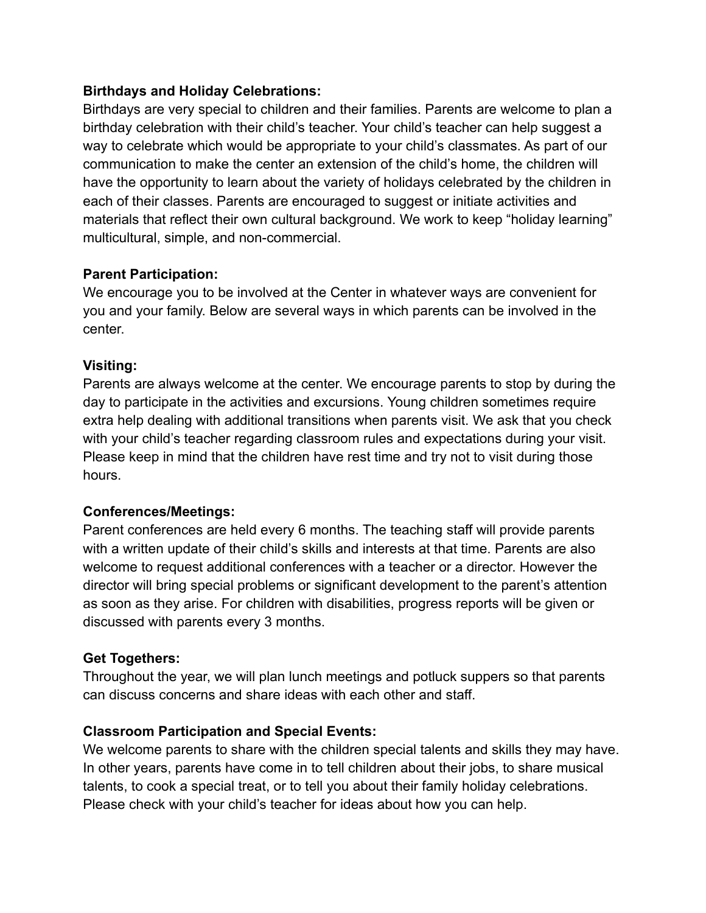**Birthdays and Holiday Celebrations:**
Birthdays are very special to children and their families. Parents are welcome to plan a birthday celebration with their child's teacher. Your child's teacher can help suggest a way to celebrate which would be appropriate to your child's classmates. As part of our communication to make the center an extension of the child's home, the children will have the opportunity to learn about the variety of holidays celebrated by the children in each of their classes. Parents are encouraged to suggest or initiate activities and materials that reflect their own cultural background. We work to keep "holiday learning" multicultural, simple, and non-commercial.

**Parent Participation:**
We encourage you to be involved at the Center in whatever ways are convenient for you and your family. Below are several ways in which parents can be involved in the center.

**Visiting:**
Parents are always welcome at the center. We encourage parents to stop by during the day to participate in the activities and excursions. Young children sometimes require extra help dealing with additional transitions when parents visit. We ask that you check with your child's teacher regarding classroom rules and expectations during your visit. Please keep in mind that the children have rest time and try not to visit during those hours.

**Conferences/Meetings:**
Parent conferences are held every 6 months. The teaching staff will provide parents with a written update of their child's skills and interests at that time. Parents are also welcome to request additional conferences with a teacher or a director. However the director will bring special problems or significant development to the parent's attention as soon as they arise. For children with disabilities, progress reports will be given or discussed with parents every 3 months.

**Get Togethers:**
Throughout the year, we will plan lunch meetings and potluck suppers so that parents can discuss concerns and share ideas with each other and staff.

**Classroom Participation and Special Events:**
We welcome parents to share with the children special talents and skills they may have. In other years, parents have come in to tell children about their jobs, to share musical talents, to cook a special treat, or to tell you about their family holiday celebrations. Please check with your child's teacher for ideas about how you can help.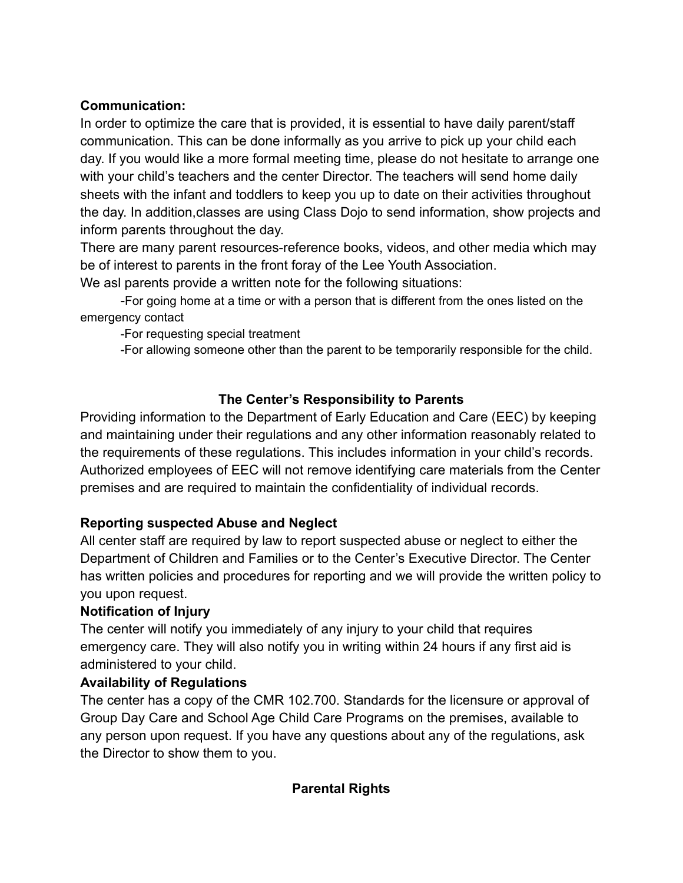**Communication:**

In order to optimize the care that is provided, it is essential to have daily parent/staff communication. This can be done informally as you arrive to pick up your child each day. If you would like a more formal meeting time, please do not hesitate to arrange one with your child's teachers and the center Director. The teachers will send home daily sheets with the infant and toddlers to keep you up to date on their activities throughout the day. In addition,classes are using Class Dojo to send information, show projects and inform parents throughout the day.

There are many parent resources-reference books, videos, and other media which may be of interest to parents in the front foray of the Lee Youth Association.

We asl parents provide a written note for the following situations:

-For going home at a time or with a person that is different from the ones listed on the emergency contact

-For requesting special treatment

-For allowing someone other than the parent to be temporarily responsible for the child.

## The Center's Responsibility to Parents

Providing information to the Department of Early Education and Care (EEC) by keeping and maintaining under their regulations and any other information reasonably related to the requirements of these regulations. This includes information in your child's records. Authorized employees of EEC will not remove identifying care materials from the Center premises and are required to maintain the confidentiality of individual records.

**Reporting suspected Abuse and Neglect**

All center staff are required by law to report suspected abuse or neglect to either the Department of Children and Families or to the Center's Executive Director. The Center has written policies and procedures for reporting and we will provide the written policy to you upon request.

**Notification of Injury**

The center will notify you immediately of any injury to your child that requires emergency care. They will also notify you in writing within 24 hours if any first aid is administered to your child.

**Availability of Regulations**

The center has a copy of the CMR 102.700. Standards for the licensure or approval of Group Day Care and School Age Child Care Programs on the premises, available to any person upon request. If you have any questions about any of the regulations, ask the Director to show them to you.

## Parental Rights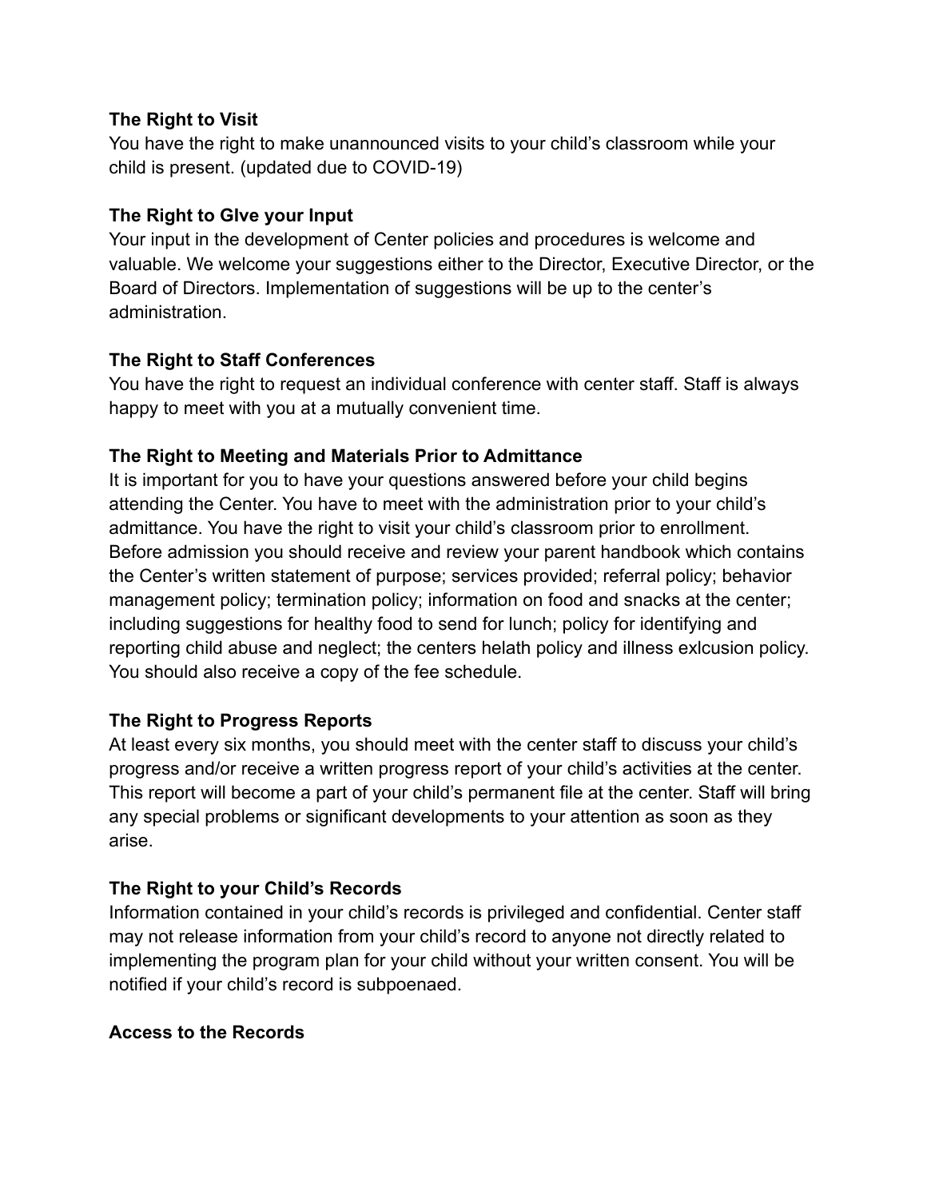**The Right to Visit**

You have the right to make unannounced visits to your child's classroom while your child is present. (updated due to COVID-19)

**The Right to GIve your Input**

Your input in the development of Center policies and procedures is welcome and valuable. We welcome your suggestions either to the Director, Executive Director, or the Board of Directors. Implementation of suggestions will be up to the center's administration.

**The Right to Staff Conferences**

You have the right to request an individual conference with center staff. Staff is always happy to meet with you at a mutually convenient time.

**The Right to Meeting and Materials Prior to Admittance**

It is important for you to have your questions answered before your child begins attending the Center. You have to meet with the administration prior to your child's admittance. You have the right to visit your child's classroom prior to enrollment. Before admission you should receive and review your parent handbook which contains the Center's written statement of purpose; services provided; referral policy; behavior management policy; termination policy; information on food and snacks at the center; including suggestions for healthy food to send for lunch; policy for identifying and reporting child abuse and neglect; the centers helath policy and illness exlcusion policy. You should also receive a copy of the fee schedule.

**The Right to Progress Reports**

At least every six months, you should meet with the center staff to discuss your child's progress and/or receive a written progress report of your child's activities at the center. This report will become a part of your child's permanent file at the center. Staff will bring any special problems or significant developments to your attention as soon as they arise.

**The Right to your Child's Records**

Information contained in your child's records is privileged and confidential. Center staff may not release information from your child's record to anyone not directly related to implementing the program plan for your child without your written consent. You will be notified if your child's record is subpoenaed.

**Access to the Records**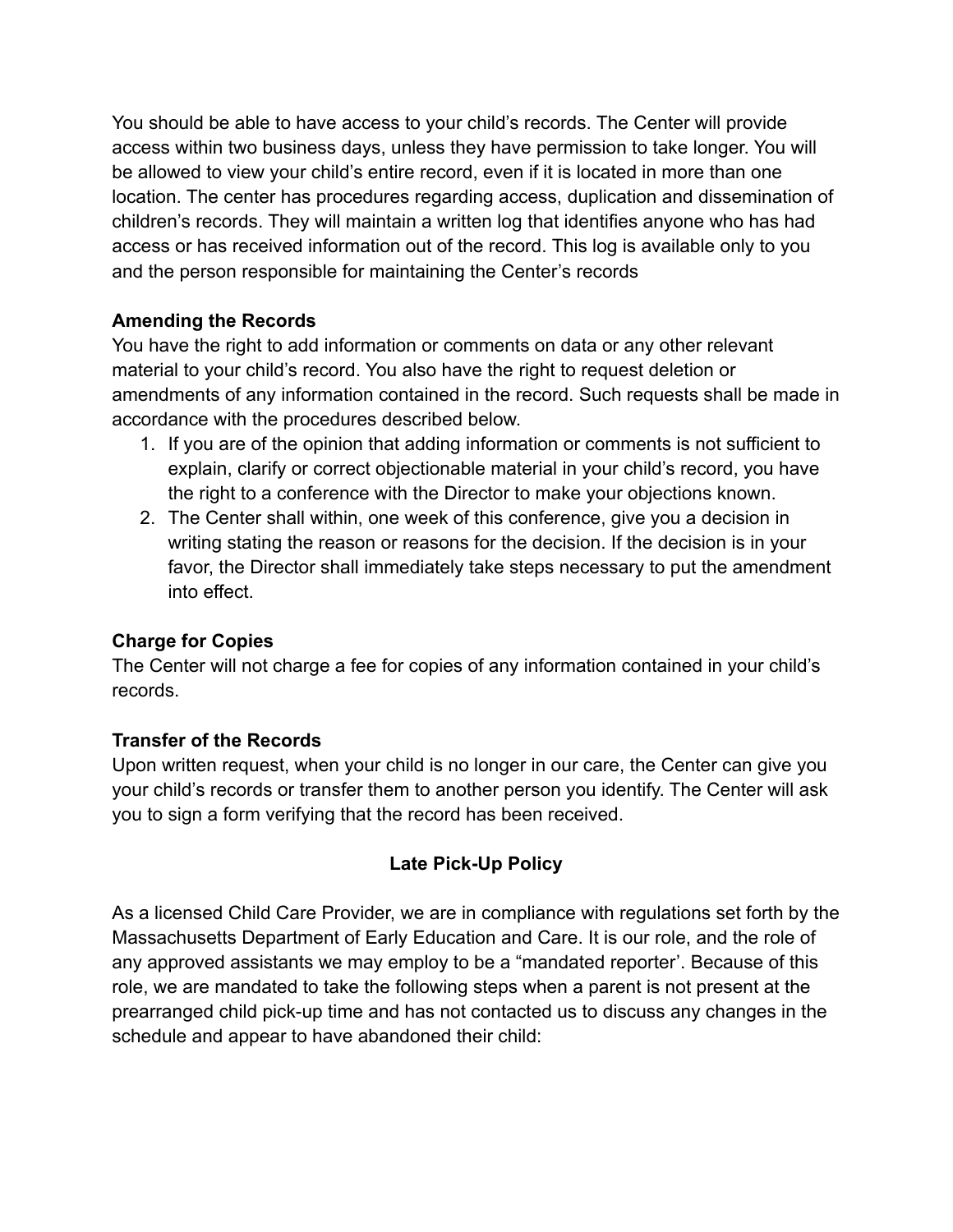You should be able to have access to your child's records. The Center will provide access within two business days, unless they have permission to take longer. You will be allowed to view your child's entire record, even if it is located in more than one location. The center has procedures regarding access, duplication and dissemination of children's records. They will maintain a written log that identifies anyone who has had access or has received information out of the record. This log is available only to you and the person responsible for maintaining the Center's records

**Amending the Records**

You have the right to add information or comments on data or any other relevant material to your child's record. You also have the right to request deletion or amendments of any information contained in the record. Such requests shall be made in accordance with the procedures described below.

1. If you are of the opinion that adding information or comments is not sufficient to explain, clarify or correct objectionable material in your child's record, you have the right to a conference with the Director to make your objections known.
2. The Center shall within, one week of this conference, give you a decision in writing stating the reason or reasons for the decision. If the decision is in your favor, the Director shall immediately take steps necessary to put the amendment into effect.

**Charge for Copies**

The Center will not charge a fee for copies of any information contained in your child's records.

**Transfer of the Records**

Upon written request, when your child is no longer in our care, the Center can give you your child's records or transfer them to another person you identify. The Center will ask you to sign a form verifying that the record has been received.

## Late Pick-Up Policy

As a licensed Child Care Provider, we are in compliance with regulations set forth by the Massachusetts Department of Early Education and Care. It is our role, and the role of any approved assistants we may employ to be a "mandated reporter'. Because of this role, we are mandated to take the following steps when a parent is not present at the prearranged child pick-up time and has not contacted us to discuss any changes in the schedule and appear to have abandoned their child: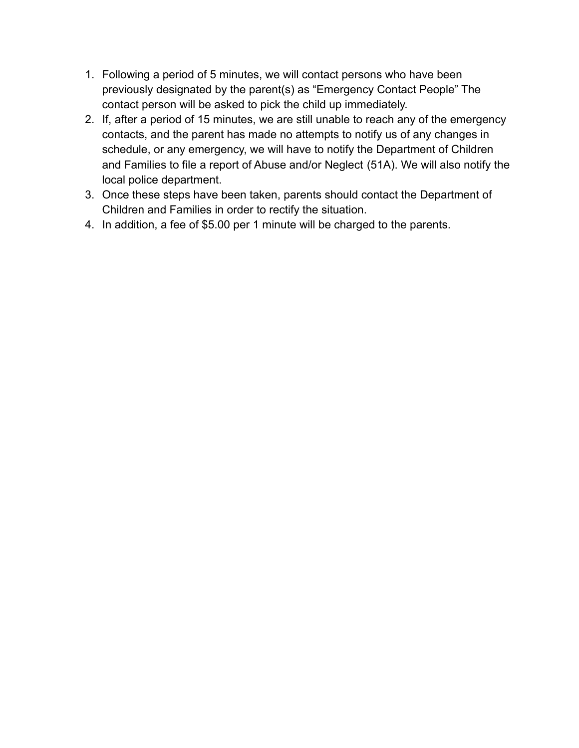1. Following a period of 5 minutes, we will contact persons who have been previously designated by the parent(s) as “Emergency Contact People” The contact person will be asked to pick the child up immediately.
2. If, after a period of 15 minutes, we are still unable to reach any of the emergency contacts, and the parent has made no attempts to notify us of any changes in schedule, or any emergency, we will have to notify the Department of Children and Families to file a report of Abuse and/or Neglect (51A). We will also notify the local police department.
3. Once these steps have been taken, parents should contact the Department of Children and Families in order to rectify the situation.
4. In addition, a fee of $5.00 per 1 minute will be charged to the parents.